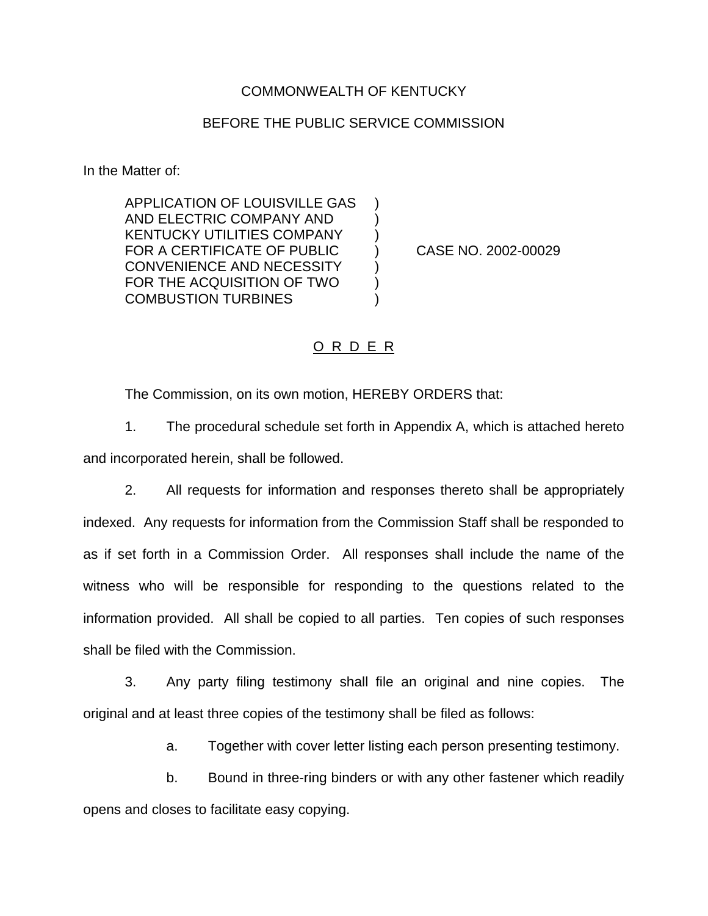COMMONWEALTH OF KENTUCKY

BEFORE THE PUBLIC SERVICE COMMISSION

In the Matter of:

| | | |
|---|---|---|
| APPLICATION OF LOUISVILLE GAS AND ELECTRIC COMPANY AND KENTUCKY UTILITIES COMPANY FOR A CERTIFICATE OF PUBLIC CONVENIENCE AND NECESSITY FOR THE ACQUISITION OF TWO COMBUSTION TURBINES | ) | CASE NO. 2002-00029 |

## O R D E R

The Commission, on its own motion, HEREBY ORDERS that:

1. The procedural schedule set forth in Appendix A, which is attached hereto and incorporated herein, shall be followed.

2. All requests for information and responses thereto shall be appropriately indexed. Any requests for information from the Commission Staff shall be responded to as if set forth in a Commission Order. All responses shall include the name of the witness who will be responsible for responding to the questions related to the information provided. All shall be copied to all parties. Ten copies of such responses shall be filed with the Commission.

3. Any party filing testimony shall file an original and nine copies. The original and at least three copies of the testimony shall be filed as follows:

   a. Together with cover letter listing each person presenting testimony.

   b. Bound in three-ring binders or with any other fastener which readily opens and closes to facilitate easy copying.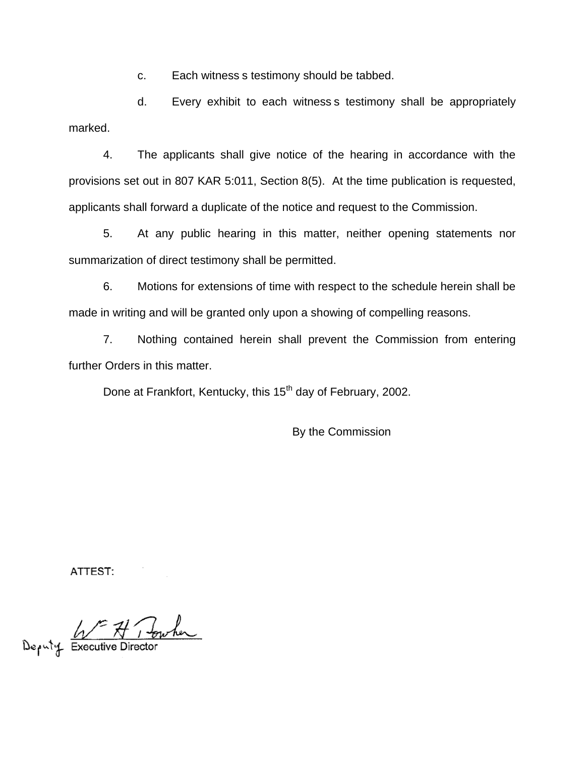c. Each witness s testimony should be tabbed.

d. Every exhibit to each witness s testimony shall be appropriately marked.

4. The applicants shall give notice of the hearing in accordance with the provisions set out in 807 KAR 5:011, Section 8(5). At the time publication is requested, applicants shall forward a duplicate of the notice and request to the Commission.

5. At any public hearing in this matter, neither opening statements nor summarization of direct testimony shall be permitted.

6. Motions for extensions of time with respect to the schedule herein shall be made in writing and will be granted only upon a showing of compelling reasons.

7. Nothing contained herein shall prevent the Commission from entering further Orders in this matter.

Done at Frankfort, Kentucky, this 15th day of February, 2002.

By the Commission

ATTEST:

Deputy Executive Director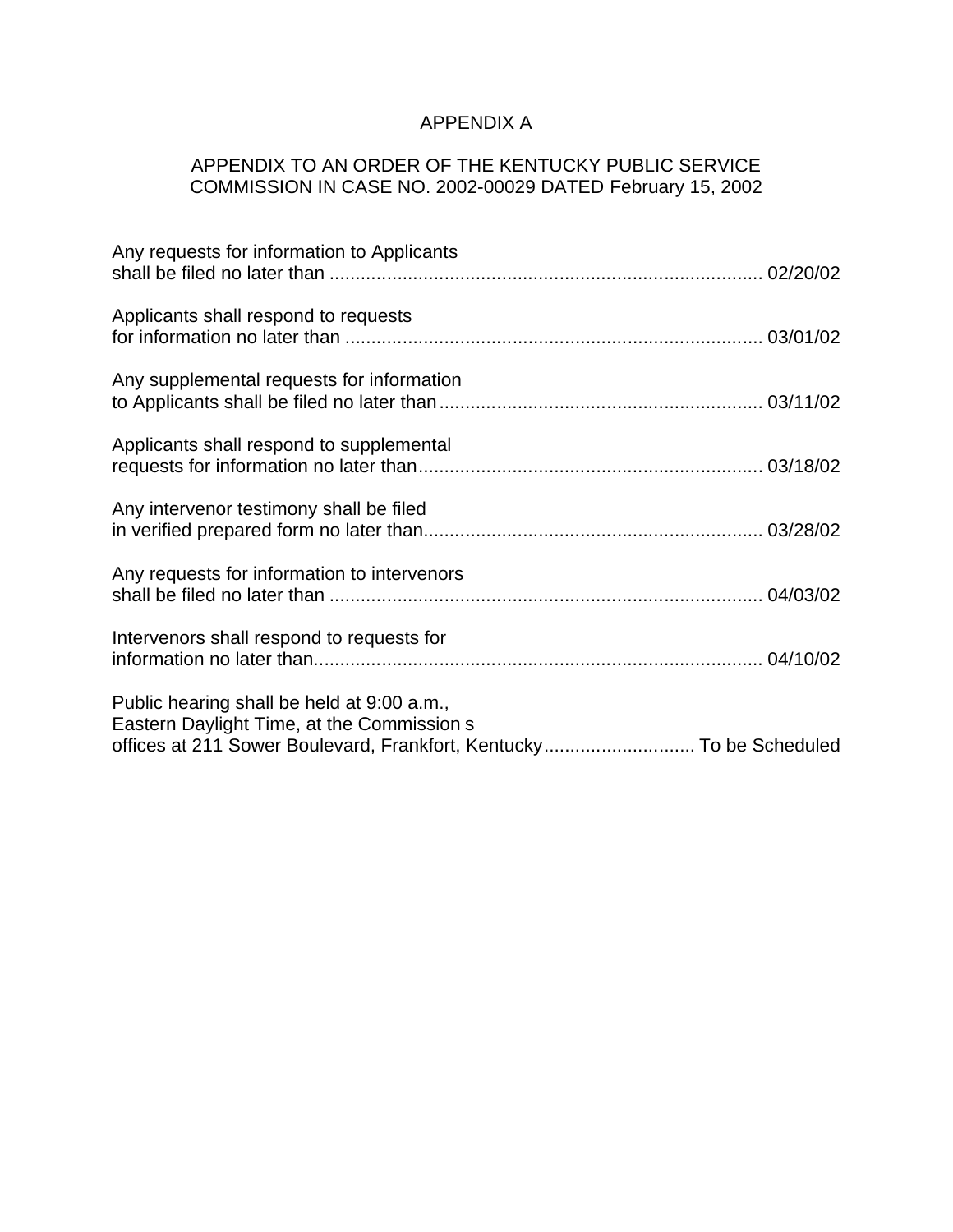APPENDIX A

APPENDIX TO AN ORDER OF THE KENTUCKY PUBLIC SERVICE COMMISSION IN CASE NO. 2002-00029 DATED February 15, 2002

Any requests for information to Applicants
shall be filed no later than .................................................................................. 02/20/02

Applicants shall respond to requests
for information no later than ............................................................................... 03/01/02

Any supplemental requests for information
to Applicants shall be filed no later than............................................................. 03/11/02

Applicants shall respond to supplemental
requests for information no later than.................................................................. 03/18/02

Any intervenor testimony shall be filed
in verified prepared form no later than................................................................. 03/28/02

Any requests for information to intervenors
shall be filed no later than .................................................................................. 04/03/02

Intervenors shall respond to requests for
information no later than...................................................................................... 04/10/02

Public hearing shall be held at 9:00 a.m.,
Eastern Daylight Time, at the Commission s
offices at 211 Sower Boulevard, Frankfort, Kentucky............................ To be Scheduled